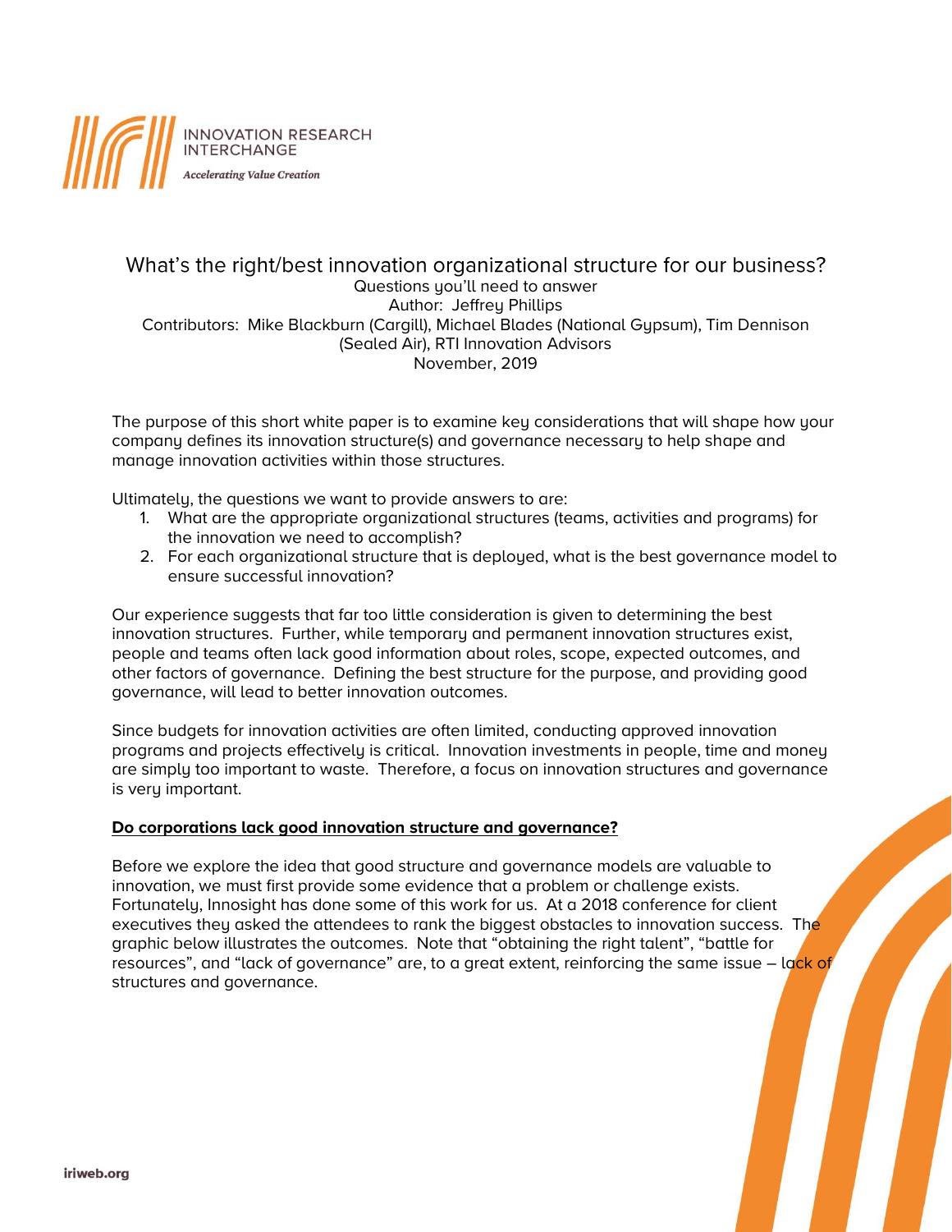INNOVATION RESEARCH INTERCHANGE

*Accelerating Value Creation*

# What's the right/best innovation organizational structure for our business?

Questions you'll need to answer

Author: Jeffrey Phillips

Contributors: Mike Blackburn (Cargill), Michael Blades (National Gypsum), Tim Dennison (Sealed Air), RTI Innovation Advisors

November, 2019

The purpose of this short white paper is to examine key considerations that will shape how your company defines its innovation structure(s) and governance necessary to help shape and manage innovation activities within those structures.

Ultimately, the questions we want to provide answers to are:

1. What are the appropriate organizational structures (teams, activities and programs) for the innovation we need to accomplish?
2. For each organizational structure that is deployed, what is the best governance model to ensure successful innovation?

Our experience suggests that far too little consideration is given to determining the best innovation structures. Further, while temporary and permanent innovation structures exist, people and teams often lack good information about roles, scope, expected outcomes, and other factors of governance. Defining the best structure for the purpose, and providing good governance, will lead to better innovation outcomes.

Since budgets for innovation activities are often limited, conducting approved innovation programs and projects effectively is critical. Innovation investments in people, time and money are simply too important to waste. Therefore, a focus on innovation structures and governance is very important.

## Do corporations lack good innovation structure and governance?

Before we explore the idea that good structure and governance models are valuable to innovation, we must first provide some evidence that a problem or challenge exists. Fortunately, Innosight has done some of this work for us. At a 2018 conference for client executives they asked the attendees to rank the biggest obstacles to innovation success. The graphic below illustrates the outcomes. Note that "obtaining the right talent", "battle for resources", and "lack of governance" are, to a great extent, reinforcing the same issue – lack of structures and governance.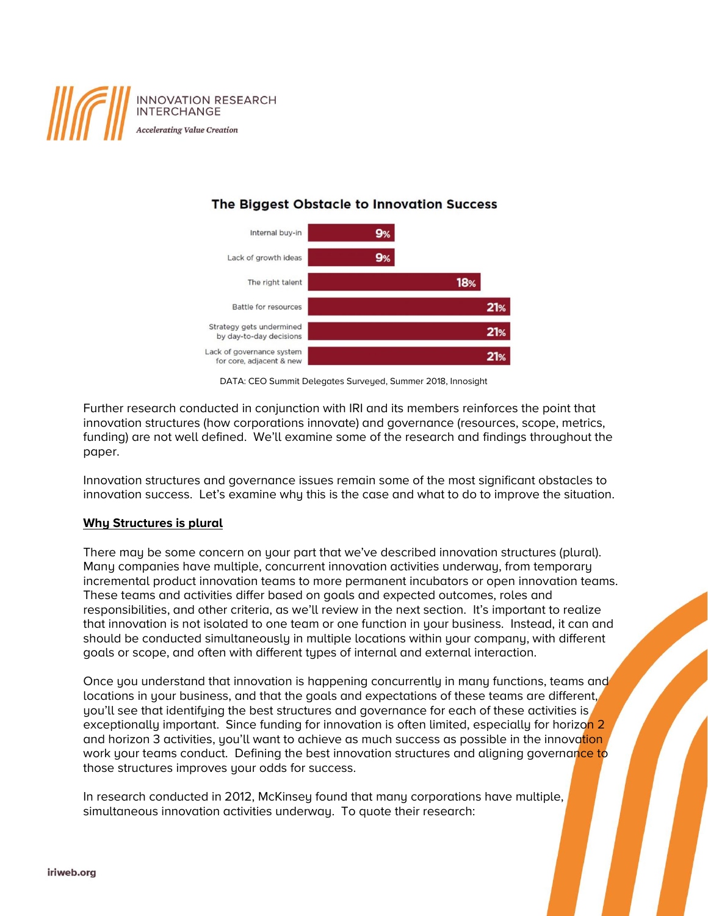### The Biggest Obstacle to Innovation Success

| Obstacle | Percentage |
| --- | --- |
| Internal buy-in | 9% |
| Lack of growth ideas | 9% |
| The right talent | 18% |
| Battle for resources | 21% |
| Strategy gets undermined by day-to-day decisions | 21% |
| Lack of governance system for core, adjacent & new | 21% |

DATA: CEO Summit Delegates Surveyed, Summer 2018, Innosight

Further research conducted in conjunction with IRI and its members reinforces the point that innovation structures (how corporations innovate) and governance (resources, scope, metrics, funding) are not well defined. We'll examine some of the research and findings throughout the paper.

Innovation structures and governance issues remain some of the most significant obstacles to innovation success. Let's examine why this is the case and what to do to improve the situation.

**Why Structures is plural**

There may be some concern on your part that we've described innovation structures (plural). Many companies have multiple, concurrent innovation activities underway, from temporary incremental product innovation teams to more permanent incubators or open innovation teams. These teams and activities differ based on goals and expected outcomes, roles and responsibilities, and other criteria, as we'll review in the next section. It's important to realize that innovation is not isolated to one team or one function in your business. Instead, it can and should be conducted simultaneously in multiple locations within your company, with different goals or scope, and often with different types of internal and external interaction.

Once you understand that innovation is happening concurrently in many functions, teams and locations in your business, and that the goals and expectations of these teams are different, you'll see that identifying the best structures and governance for each of these activities is exceptionally important. Since funding for innovation is often limited, especially for horizon 2 and horizon 3 activities, you'll want to achieve as much success as possible in the innovation work your teams conduct. Defining the best innovation structures and aligning governance to those structures improves your odds for success.

In research conducted in 2012, McKinsey found that many corporations have multiple, simultaneous innovation activities underway. To quote their research: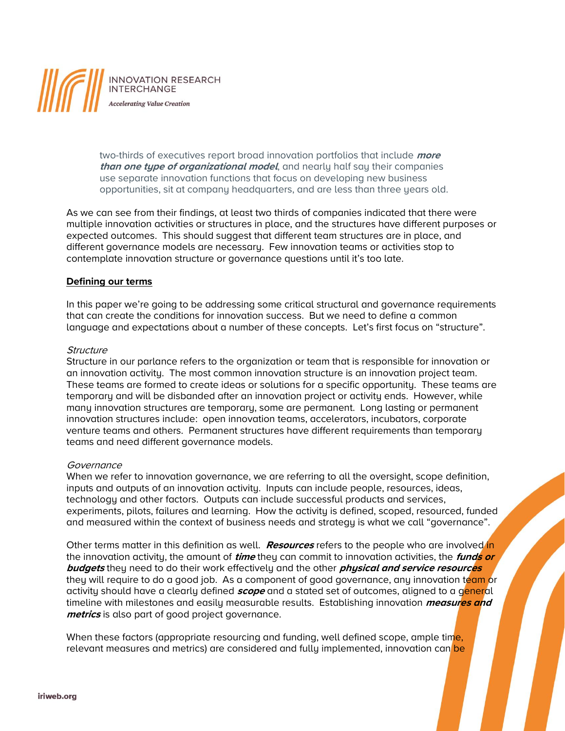two-thirds of executives report broad innovation portfolios that include ***more than one type of organizational model***, and nearly half say their companies use separate innovation functions that focus on developing new business opportunities, sit at company headquarters, and are less than three years old.

As we can see from their findings, at least two thirds of companies indicated that there were multiple innovation activities or structures in place, and the structures have different purposes or expected outcomes. This should suggest that different team structures are in place, and different governance models are necessary. Few innovation teams or activities stop to contemplate innovation structure or governance questions until it's too late.

## Defining our terms

In this paper we're going to be addressing some critical structural and governance requirements that can create the conditions for innovation success. But we need to define a common language and expectations about a number of these concepts. Let's first focus on "structure".

*Structure*

Structure in our parlance refers to the organization or team that is responsible for innovation or an innovation activity. The most common innovation structure is an innovation project team. These teams are formed to create ideas or solutions for a specific opportunity. These teams are temporary and will be disbanded after an innovation project or activity ends. However, while many innovation structures are temporary, some are permanent. Long lasting or permanent innovation structures include: open innovation teams, accelerators, incubators, corporate venture teams and others. Permanent structures have different requirements than temporary teams and need different governance models.

*Governance*

When we refer to innovation governance, we are referring to all the oversight, scope definition, inputs and outputs of an innovation activity. Inputs can include people, resources, ideas, technology and other factors. Outputs can include successful products and services, experiments, pilots, failures and learning. How the activity is defined, scoped, resourced, funded and measured within the context of business needs and strategy is what we call "governance".

Other terms matter in this definition as well. ***Resources*** refers to the people who are involved in the innovation activity, the amount of ***time*** they can commit to innovation activities, the ***funds or budgets*** they need to do their work effectively and the other ***physical and service resources*** they will require to do a good job. As a component of good governance, any innovation team or activity should have a clearly defined ***scope*** and a stated set of outcomes, aligned to a general timeline with milestones and easily measurable results. Establishing innovation ***measures and metrics*** is also part of good project governance.

When these factors (appropriate resourcing and funding, well defined scope, ample time, relevant measures and metrics) are considered and fully implemented, innovation can be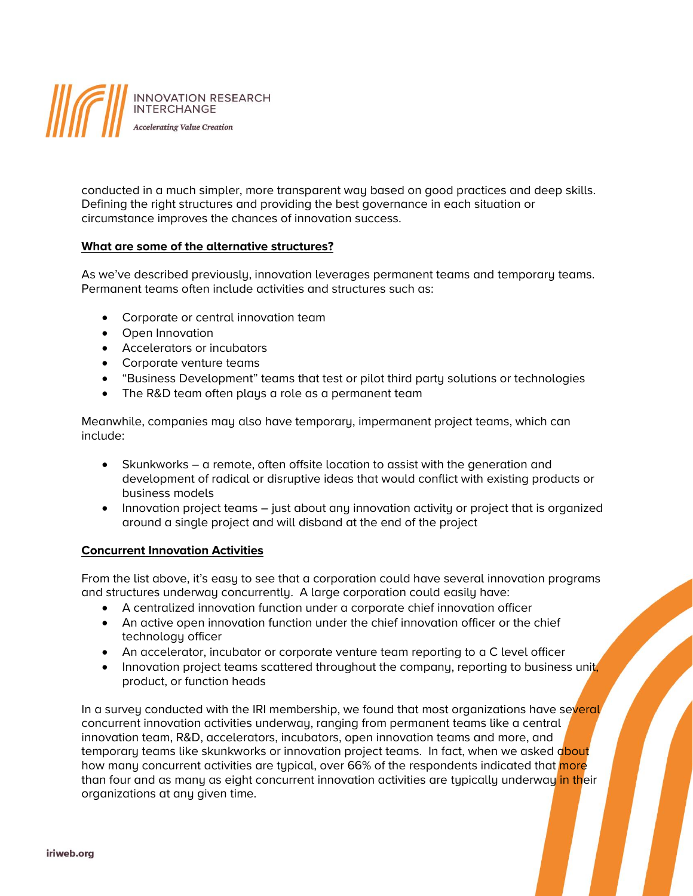conducted in a much simpler, more transparent way based on good practices and deep skills. Defining the right structures and providing the best governance in each situation or circumstance improves the chances of innovation success.

**What are some of the alternative structures?**

As we've described previously, innovation leverages permanent teams and temporary teams. Permanent teams often include activities and structures such as:

- Corporate or central innovation team
- Open Innovation
- Accelerators or incubators
- Corporate venture teams
- "Business Development" teams that test or pilot third party solutions or technologies
- The R&D team often plays a role as a permanent team

Meanwhile, companies may also have temporary, impermanent project teams, which can include:

- Skunkworks – a remote, often offsite location to assist with the generation and development of radical or disruptive ideas that would conflict with existing products or business models
- Innovation project teams – just about any innovation activity or project that is organized around a single project and will disband at the end of the project

**Concurrent Innovation Activities**

From the list above, it's easy to see that a corporation could have several innovation programs and structures underway concurrently. A large corporation could easily have:

- A centralized innovation function under a corporate chief innovation officer
- An active open innovation function under the chief innovation officer or the chief technology officer
- An accelerator, incubator or corporate venture team reporting to a C level officer
- Innovation project teams scattered throughout the company, reporting to business unit, product, or function heads

In a survey conducted with the IRI membership, we found that most organizations have several concurrent innovation activities underway, ranging from permanent teams like a central innovation team, R&D, accelerators, incubators, open innovation teams and more, and temporary teams like skunkworks or innovation project teams. In fact, when we asked about how many concurrent activities are typical, over 66% of the respondents indicated that more than four and as many as eight concurrent innovation activities are typically underway in their organizations at any given time.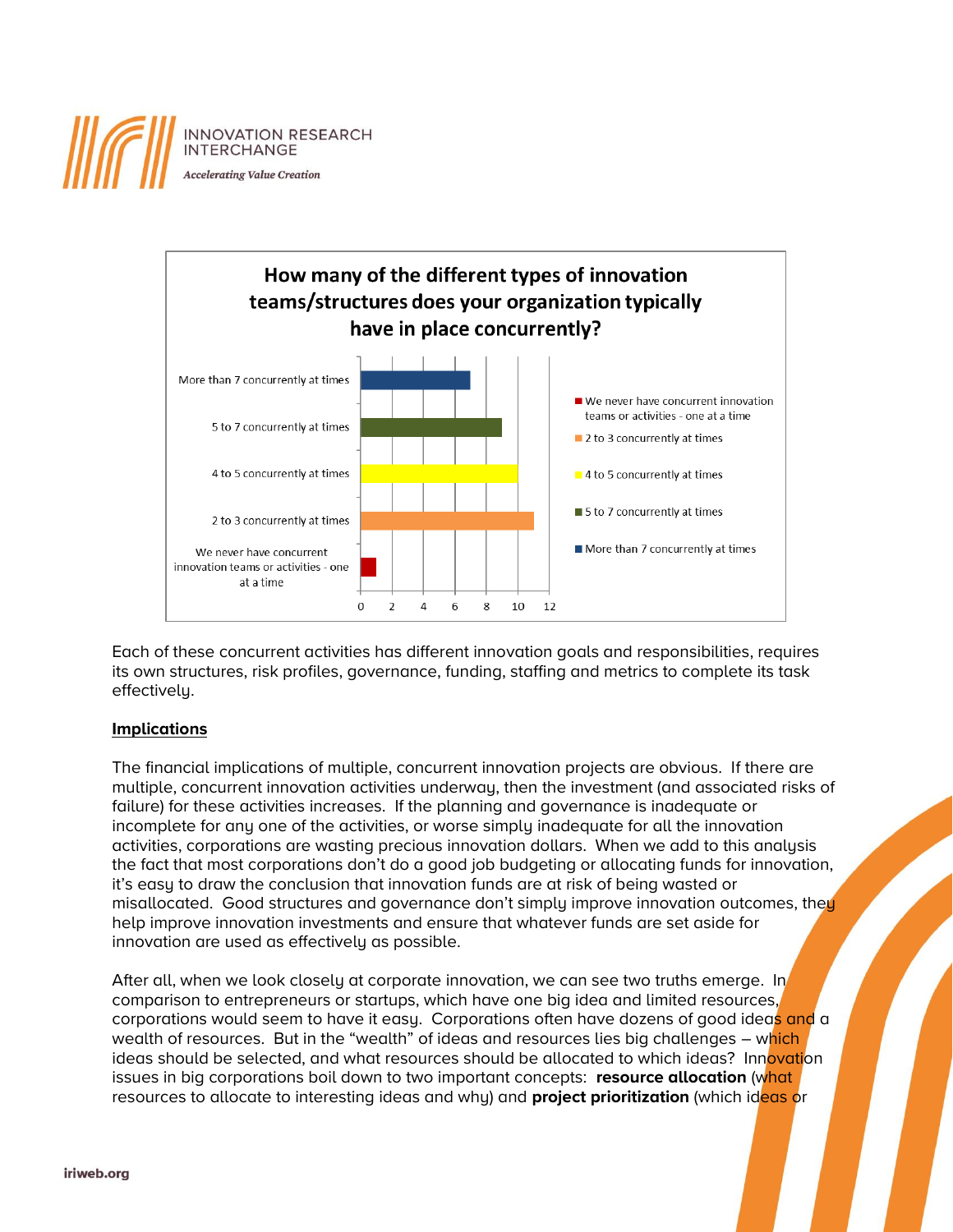**How many of the different types of innovation teams/structures does your organization typically have in place concurrently?**

| Response | Approximate value |
|---|---|
| More than 7 concurrently at times | 7 |
| 5 to 7 concurrently at times | 9 |
| 4 to 5 concurrently at times | 10 |
| 2 to 3 concurrently at times | 11 |
| We never have concurrent innovation teams or activities - one at a time | 1 |

Each of these concurrent activities has different innovation goals and responsibilities, requires its own structures, risk profiles, governance, funding, staffing and metrics to complete its task effectively.

**Implications**

The financial implications of multiple, concurrent innovation projects are obvious. If there are multiple, concurrent innovation activities underway, then the investment (and associated risks of failure) for these activities increases. If the planning and governance is inadequate or incomplete for any one of the activities, or worse simply inadequate for all the innovation activities, corporations are wasting precious innovation dollars. When we add to this analysis the fact that most corporations don't do a good job budgeting or allocating funds for innovation, it's easy to draw the conclusion that innovation funds are at risk of being wasted or misallocated. Good structures and governance don't simply improve innovation outcomes, they help improve innovation investments and ensure that whatever funds are set aside for innovation are used as effectively as possible.

After all, when we look closely at corporate innovation, we can see two truths emerge. In comparison to entrepreneurs or startups, which have one big idea and limited resources, corporations would seem to have it easy. Corporations often have dozens of good ideas and a wealth of resources. But in the "wealth" of ideas and resources lies big challenges – which ideas should be selected, and what resources should be allocated to which ideas? Innovation issues in big corporations boil down to two important concepts: **resource allocation** (what resources to allocate to interesting ideas and why) and **project prioritization** (which ideas or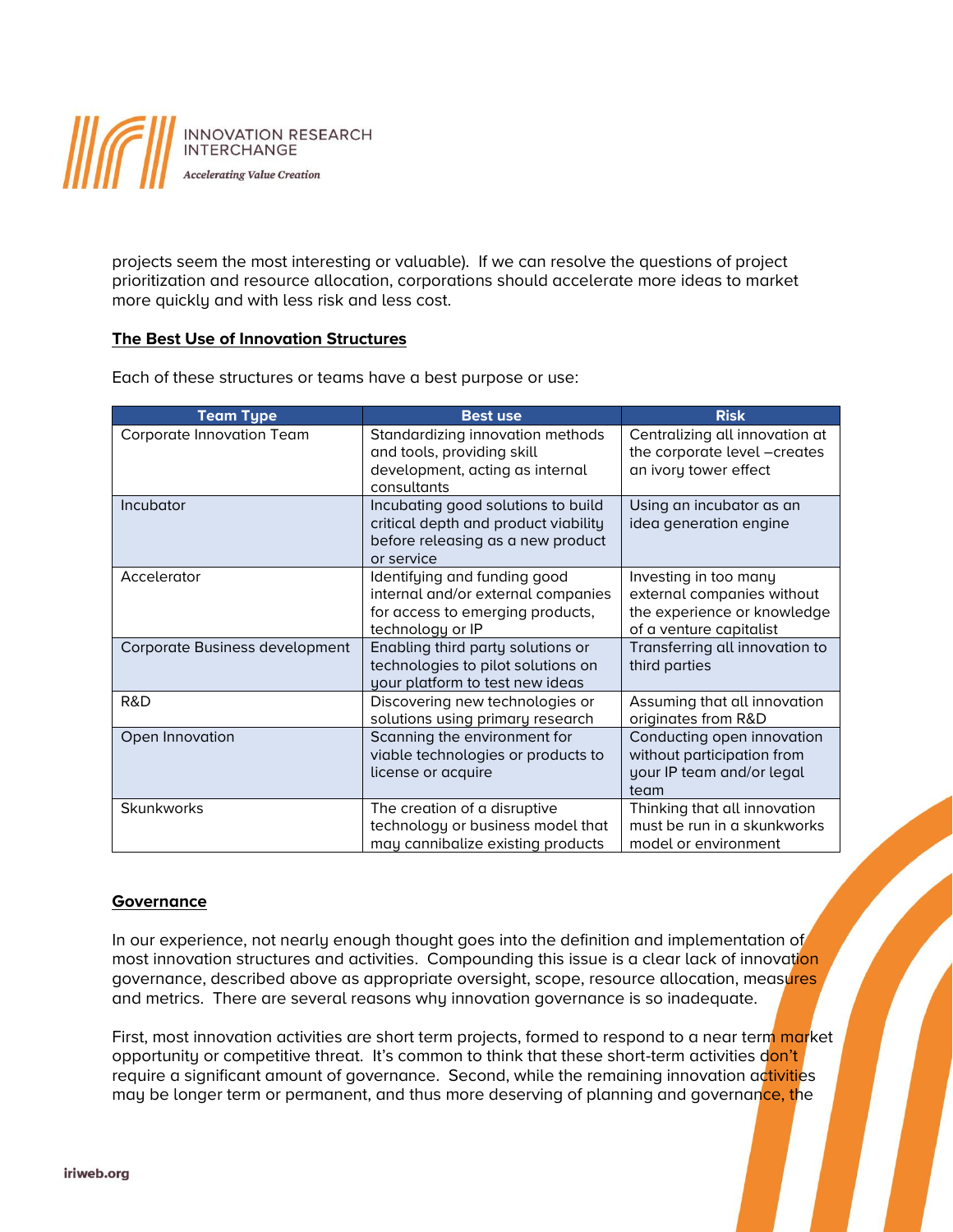projects seem the most interesting or valuable). If we can resolve the questions of project prioritization and resource allocation, corporations should accelerate more ideas to market more quickly and with less risk and less cost.

**The Best Use of Innovation Structures**

Each of these structures or teams have a best purpose or use:

| Team Type | Best use | Risk |
|---|---|---|
| Corporate Innovation Team | Standardizing innovation methods and tools, providing skill development, acting as internal consultants | Centralizing all innovation at the corporate level –creates an ivory tower effect |
| Incubator | Incubating good solutions to build critical depth and product viability before releasing as a new product or service | Using an incubator as an idea generation engine |
| Accelerator | Identifying and funding good internal and/or external companies for access to emerging products, technology or IP | Investing in too many external companies without the experience or knowledge of a venture capitalist |
| Corporate Business development | Enabling third party solutions or technologies to pilot solutions on your platform to test new ideas | Transferring all innovation to third parties |
| R&D | Discovering new technologies or solutions using primary research | Assuming that all innovation originates from R&D |
| Open Innovation | Scanning the environment for viable technologies or products to license or acquire | Conducting open innovation without participation from your IP team and/or legal team |
| Skunkworks | The creation of a disruptive technology or business model that may cannibalize existing products | Thinking that all innovation must be run in a skunkworks model or environment |

**Governance**

In our experience, not nearly enough thought goes into the definition and implementation of most innovation structures and activities. Compounding this issue is a clear lack of innovation governance, described above as appropriate oversight, scope, resource allocation, measures and metrics. There are several reasons why innovation governance is so inadequate.

First, most innovation activities are short term projects, formed to respond to a near term market opportunity or competitive threat. It's common to think that these short-term activities don't require a significant amount of governance. Second, while the remaining innovation activities may be longer term or permanent, and thus more deserving of planning and governance, the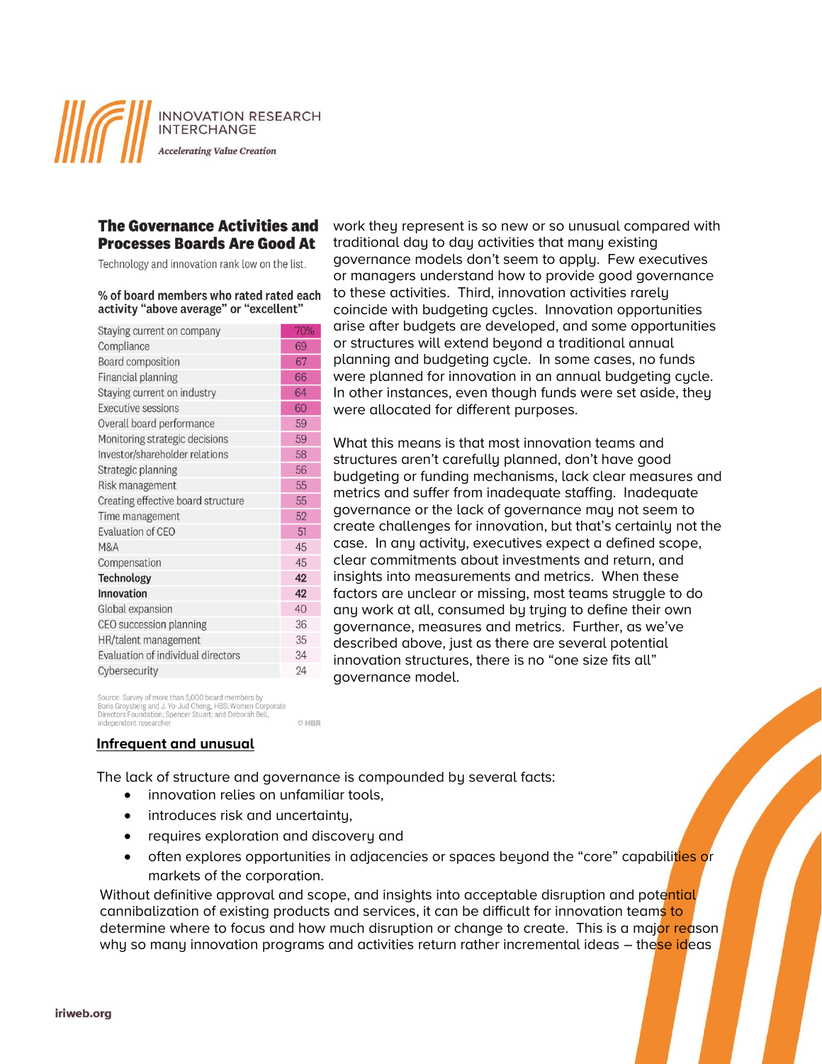### The Governance Activities and Processes Boards Are Good At

Technology and innovation rank low on the list.

**% of board members who rated rated each activity “above average” or “excellent”**

| Activity | % |
|---|---|
| Staying current on company | 70% |
| Compliance | 69 |
| Board composition | 67 |
| Financial planning | 66 |
| Staying current on industry | 64 |
| Executive sessions | 60 |
| Overall board performance | 59 |
| Monitoring strategic decisions | 59 |
| Investor/shareholder relations | 58 |
| Strategic planning | 56 |
| Risk management | 55 |
| Creating effective board structure | 55 |
| Time management | 52 |
| Evaluation of CEO | 51 |
| M&A | 45 |
| Compensation | 45 |
| **Technology** | **42** |
| **Innovation** | **42** |
| Global expansion | 40 |
| CEO succession planning | 36 |
| HR/talent management | 35 |
| Evaluation of individual directors | 34 |
| Cybersecurity | 24 |

Source: Survey of more than 5,000 board members by Boris Groysberg and J. Yo-Jud Cheng, HBS; Women Corporate Directors Foundation; Spencer Stuart; and Deborah Bell, independent researcher

HBR

work they represent is so new or so unusual compared with traditional day to day activities that many existing governance models don’t seem to apply. Few executives or managers understand how to provide good governance to these activities. Third, innovation activities rarely coincide with budgeting cycles. Innovation opportunities arise after budgets are developed, and some opportunities or structures will extend beyond a traditional annual planning and budgeting cycle. In some cases, no funds were planned for innovation in an annual budgeting cycle. In other instances, even though funds were set aside, they were allocated for different purposes.

What this means is that most innovation teams and structures aren’t carefully planned, don’t have good budgeting or funding mechanisms, lack clear measures and metrics and suffer from inadequate staffing. Inadequate governance or the lack of governance may not seem to create challenges for innovation, but that’s certainly not the case. In any activity, executives expect a defined scope, clear commitments about investments and return, and insights into measurements and metrics. When these factors are unclear or missing, most teams struggle to do any work at all, consumed by trying to define their own governance, measures and metrics. Further, as we’ve described above, just as there are several potential innovation structures, there is no “one size fits all” governance model.

## Infrequent and unusual

The lack of structure and governance is compounded by several facts:

- innovation relies on unfamiliar tools,
- introduces risk and uncertainty,
- requires exploration and discovery and
- often explores opportunities in adjacencies or spaces beyond the “core” capabilities or markets of the corporation.

Without definitive approval and scope, and insights into acceptable disruption and potential cannibalization of existing products and services, it can be difficult for innovation teams to determine where to focus and how much disruption or change to create. This is a major reason why so many innovation programs and activities return rather incremental ideas – these ideas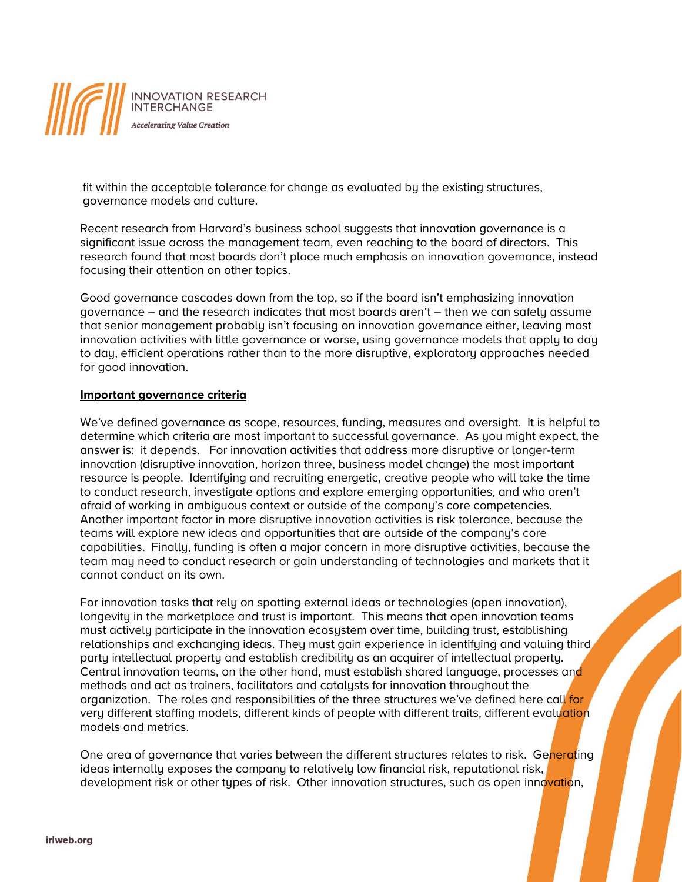fit within the acceptable tolerance for change as evaluated by the existing structures, governance models and culture.

Recent research from Harvard's business school suggests that innovation governance is a significant issue across the management team, even reaching to the board of directors. This research found that most boards don't place much emphasis on innovation governance, instead focusing their attention on other topics.

Good governance cascades down from the top, so if the board isn't emphasizing innovation governance – and the research indicates that most boards aren't – then we can safely assume that senior management probably isn't focusing on innovation governance either, leaving most innovation activities with little governance or worse, using governance models that apply to day to day, efficient operations rather than to the more disruptive, exploratory approaches needed for good innovation.

**Important governance criteria**

We've defined governance as scope, resources, funding, measures and oversight. It is helpful to determine which criteria are most important to successful governance. As you might expect, the answer is: it depends. For innovation activities that address more disruptive or longer-term innovation (disruptive innovation, horizon three, business model change) the most important resource is people. Identifying and recruiting energetic, creative people who will take the time to conduct research, investigate options and explore emerging opportunities, and who aren't afraid of working in ambiguous context or outside of the company's core competencies. Another important factor in more disruptive innovation activities is risk tolerance, because the teams will explore new ideas and opportunities that are outside of the company's core capabilities. Finally, funding is often a major concern in more disruptive activities, because the team may need to conduct research or gain understanding of technologies and markets that it cannot conduct on its own.

For innovation tasks that rely on spotting external ideas or technologies (open innovation), longevity in the marketplace and trust is important. This means that open innovation teams must actively participate in the innovation ecosystem over time, building trust, establishing relationships and exchanging ideas. They must gain experience in identifying and valuing third party intellectual property and establish credibility as an acquirer of intellectual property. Central innovation teams, on the other hand, must establish shared language, processes and methods and act as trainers, facilitators and catalysts for innovation throughout the organization. The roles and responsibilities of the three structures we've defined here call for very different staffing models, different kinds of people with different traits, different evaluation models and metrics.

One area of governance that varies between the different structures relates to risk. Generating ideas internally exposes the company to relatively low financial risk, reputational risk, development risk or other types of risk. Other innovation structures, such as open innovation,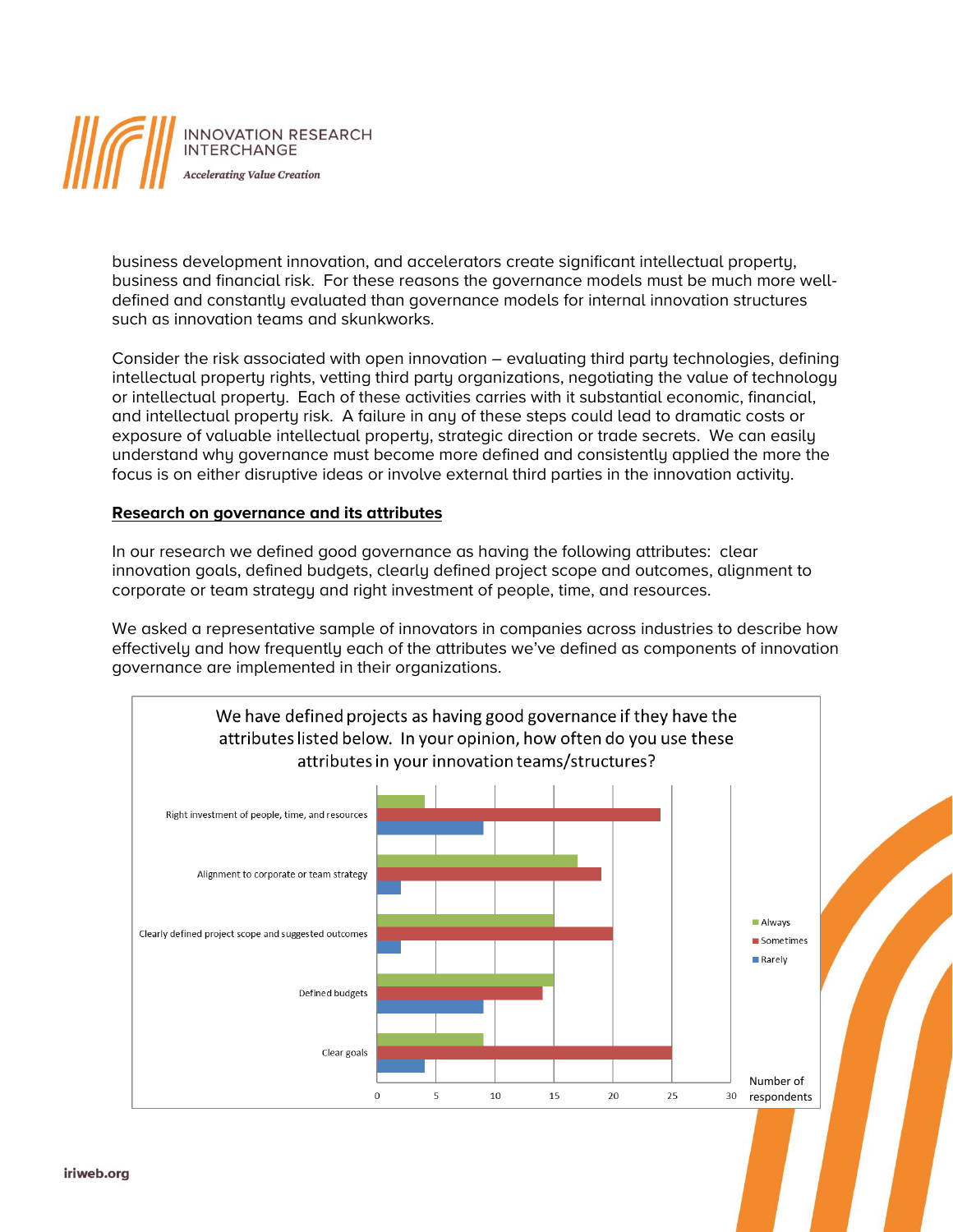business development innovation, and accelerators create significant intellectual property, business and financial risk. For these reasons the governance models must be much more well-defined and constantly evaluated than governance models for internal innovation structures such as innovation teams and skunkworks.

Consider the risk associated with open innovation – evaluating third party technologies, defining intellectual property rights, vetting third party organizations, negotiating the value of technology or intellectual property. Each of these activities carries with it substantial economic, financial, and intellectual property risk. A failure in any of these steps could lead to dramatic costs or exposure of valuable intellectual property, strategic direction or trade secrets. We can easily understand why governance must become more defined and consistently applied the more the focus is on either disruptive ideas or involve external third parties in the innovation activity.

## Research on governance and its attributes

In our research we defined good governance as having the following attributes: clear innovation goals, defined budgets, clearly defined project scope and outcomes, alignment to corporate or team strategy and right investment of people, time, and resources.

We asked a representative sample of innovators in companies across industries to describe how effectively and how frequently each of the attributes we've defined as components of innovation governance are implemented in their organizations.

**We have defined projects as having good governance if they have the attributes listed below. In your opinion, how often do you use these attributes in your innovation teams/structures?**

| Attribute | Always | Sometimes | Rarely |
|---|---|---|---|
| Right investment of people, time, and resources | 4 | 24 | 9 |
| Alignment to corporate or team strategy | 17 | 19 | 2 |
| Clearly defined project scope and suggested outcomes | 15 | 20 | 2 |
| Defined budgets | 15 | 14 | 9 |
| Clear goals | 9 | 25 | 4 |

Number of respondents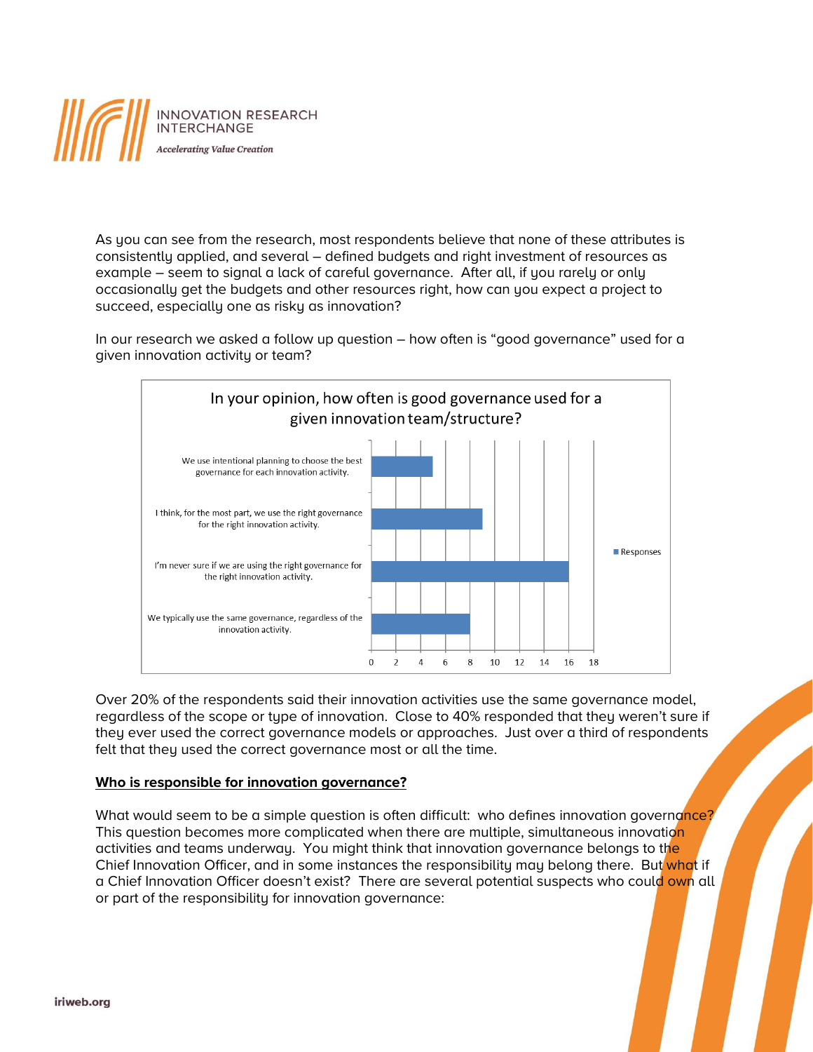As you can see from the research, most respondents believe that none of these attributes is consistently applied, and several – defined budgets and right investment of resources as example – seem to signal a lack of careful governance. After all, if you rarely or only occasionally get the budgets and other resources right, how can you expect a project to succeed, especially one as risky as innovation?

In our research we asked a follow up question – how often is "good governance" used for a given innovation activity or team?

**In your opinion, how often is good governance used for a given innovation team/structure?**

| | Responses |
|---|---|
| We use intentional planning to choose the best governance for each innovation activity. | 5 |
| I think, for the most part, we use the right governance for the right innovation activity. | 9 |
| I'm never sure if we are using the right governance for the right innovation activity. | 16 |
| We typically use the same governance, regardless of the innovation activity. | 8 |

Over 20% of the respondents said their innovation activities use the same governance model, regardless of the scope or type of innovation. Close to 40% responded that they weren't sure if they ever used the correct governance models or approaches. Just over a third of respondents felt that they used the correct governance most or all the time.

**<u>Who is responsible for innovation governance?</u>**

What would seem to be a simple question is often difficult: who defines innovation governance? This question becomes more complicated when there are multiple, simultaneous innovation activities and teams underway. You might think that innovation governance belongs to the Chief Innovation Officer, and in some instances the responsibility may belong there. But what if a Chief Innovation Officer doesn't exist? There are several potential suspects who could own all or part of the responsibility for innovation governance: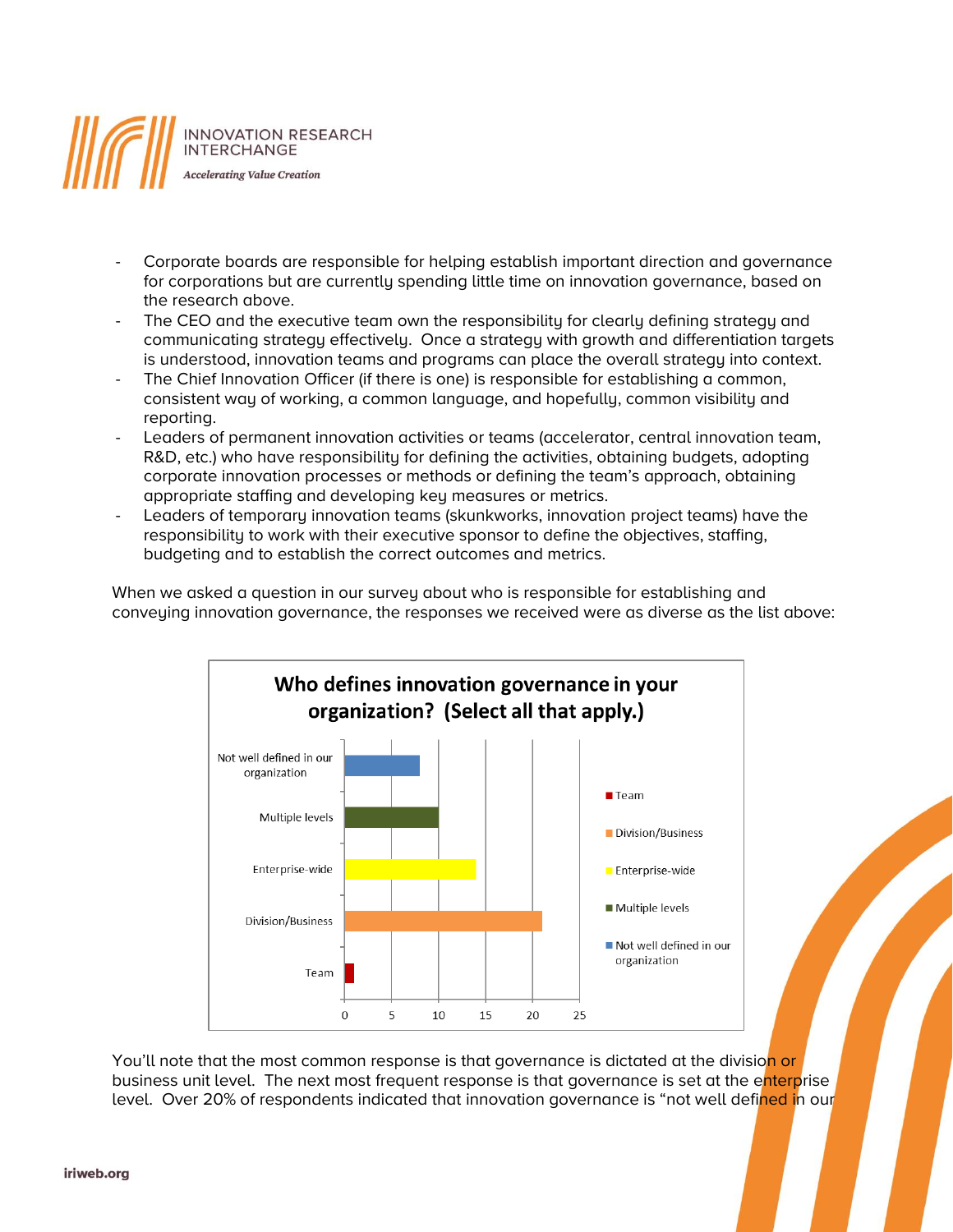- Corporate boards are responsible for helping establish important direction and governance for corporations but are currently spending little time on innovation governance, based on the research above.
- The CEO and the executive team own the responsibility for clearly defining strategy and communicating strategy effectively. Once a strategy with growth and differentiation targets is understood, innovation teams and programs can place the overall strategy into context.
- The Chief Innovation Officer (if there is one) is responsible for establishing a common, consistent way of working, a common language, and hopefully, common visibility and reporting.
- Leaders of permanent innovation activities or teams (accelerator, central innovation team, R&D, etc.) who have responsibility for defining the activities, obtaining budgets, adopting corporate innovation processes or methods or defining the team's approach, obtaining appropriate staffing and developing key measures or metrics.
- Leaders of temporary innovation teams (skunkworks, innovation project teams) have the responsibility to work with their executive sponsor to define the objectives, staffing, budgeting and to establish the correct outcomes and metrics.

When we asked a question in our survey about who is responsible for establishing and conveying innovation governance, the responses we received were as diverse as the list above:

**Who defines innovation governance in your organization? (Select all that apply.)**

| Response | Count (approx.) |
|---|---|
| Not well defined in our organization | 8 |
| Multiple levels | 10 |
| Enterprise-wide | 14 |
| Division/Business | 21 |
| Team | 1 |

You'll note that the most common response is that governance is dictated at the division or business unit level. The next most frequent response is that governance is set at the enterprise level. Over 20% of respondents indicated that innovation governance is "not well defined in our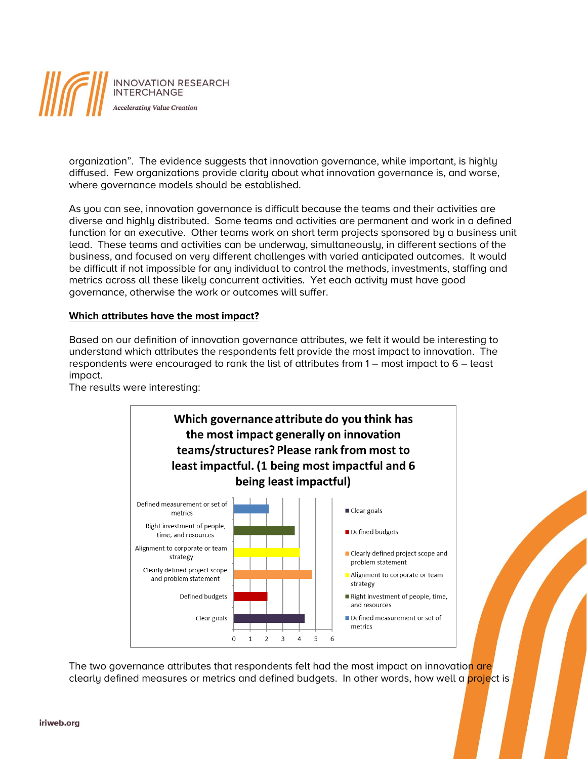organization". The evidence suggests that innovation governance, while important, is highly diffused. Few organizations provide clarity about what innovation governance is, and worse, where governance models should be established.

As you can see, innovation governance is difficult because the teams and their activities are diverse and highly distributed. Some teams and activities are permanent and work in a defined function for an executive. Other teams work on short term projects sponsored by a business unit lead. These teams and activities can be underway, simultaneously, in different sections of the business, and focused on very different challenges with varied anticipated outcomes. It would be difficult if not impossible for any individual to control the methods, investments, staffing and metrics across all these likely concurrent activities. Yet each activity must have good governance, otherwise the work or outcomes will suffer.

**Which attributes have the most impact?**

Based on our definition of innovation governance attributes, we felt it would be interesting to understand which attributes the respondents felt provide the most impact to innovation. The respondents were encouraged to rank the list of attributes from 1 – most impact to 6 – least impact.

The results were interesting:

**Which governance attribute do you think has the most impact generally on innovation teams/structures? Please rank from most to least impactful. (1 being most impactful and 6 being least impactful)**

| Attribute | Approximate average rank (from chart) |
|---|---|
| Defined measurement or set of metrics | 2.1 |
| Right investment of people, time, and resources | 3.7 |
| Alignment to corporate or team strategy | 4.0 |
| Clearly defined project scope and problem statement | 4.8 |
| Defined budgets | 2.0 |
| Clear goals | 4.3 |

The two governance attributes that respondents felt had the most impact on innovation are clearly defined measures or metrics and defined budgets. In other words, how well a project is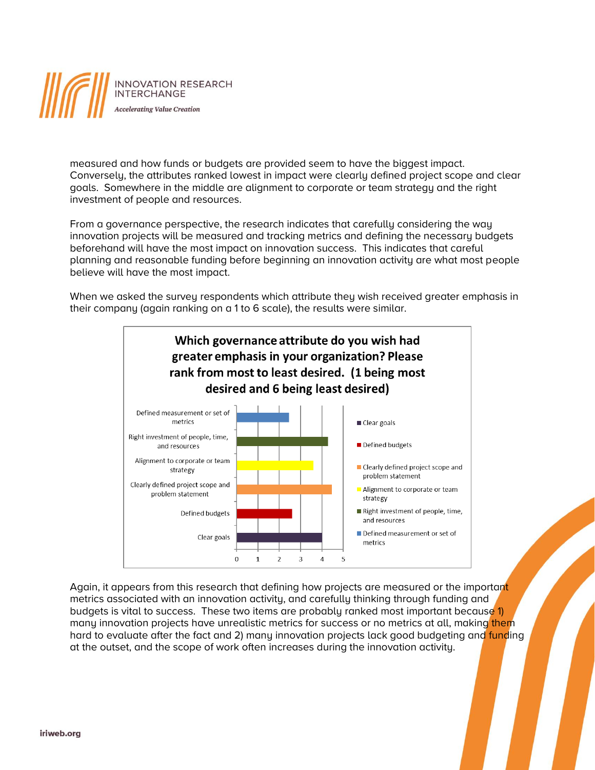measured and how funds or budgets are provided seem to have the biggest impact. Conversely, the attributes ranked lowest in impact were clearly defined project scope and clear goals. Somewhere in the middle are alignment to corporate or team strategy and the right investment of people and resources.

From a governance perspective, the research indicates that carefully considering the way innovation projects will be measured and tracking metrics and defining the necessary budgets beforehand will have the most impact on innovation success. This indicates that careful planning and reasonable funding before beginning an innovation activity are what most people believe will have the most impact.

When we asked the survey respondents which attribute they wish received greater emphasis in their company (again ranking on a 1 to 6 scale), the results were similar.

**Which governance attribute do you wish had greater emphasis in your organization? Please rank from most to least desired. (1 being most desired and 6 being least desired)**

| Attribute | Approximate value |
|---|---|
| Defined measurement or set of metrics | 2.45 |
| Right investment of people, time, and resources | 4.25 |
| Alignment to corporate or team strategy | 3.6 |
| Clearly defined project scope and problem statement | 4.45 |
| Defined budgets | 2.6 |
| Clear goals | 4.0 |

Again, it appears from this research that defining how projects are measured or the important metrics associated with an innovation activity, and carefully thinking through funding and budgets is vital to success. These two items are probably ranked most important because 1) many innovation projects have unrealistic metrics for success or no metrics at all, making them hard to evaluate after the fact and 2) many innovation projects lack good budgeting and funding at the outset, and the scope of work often increases during the innovation activity.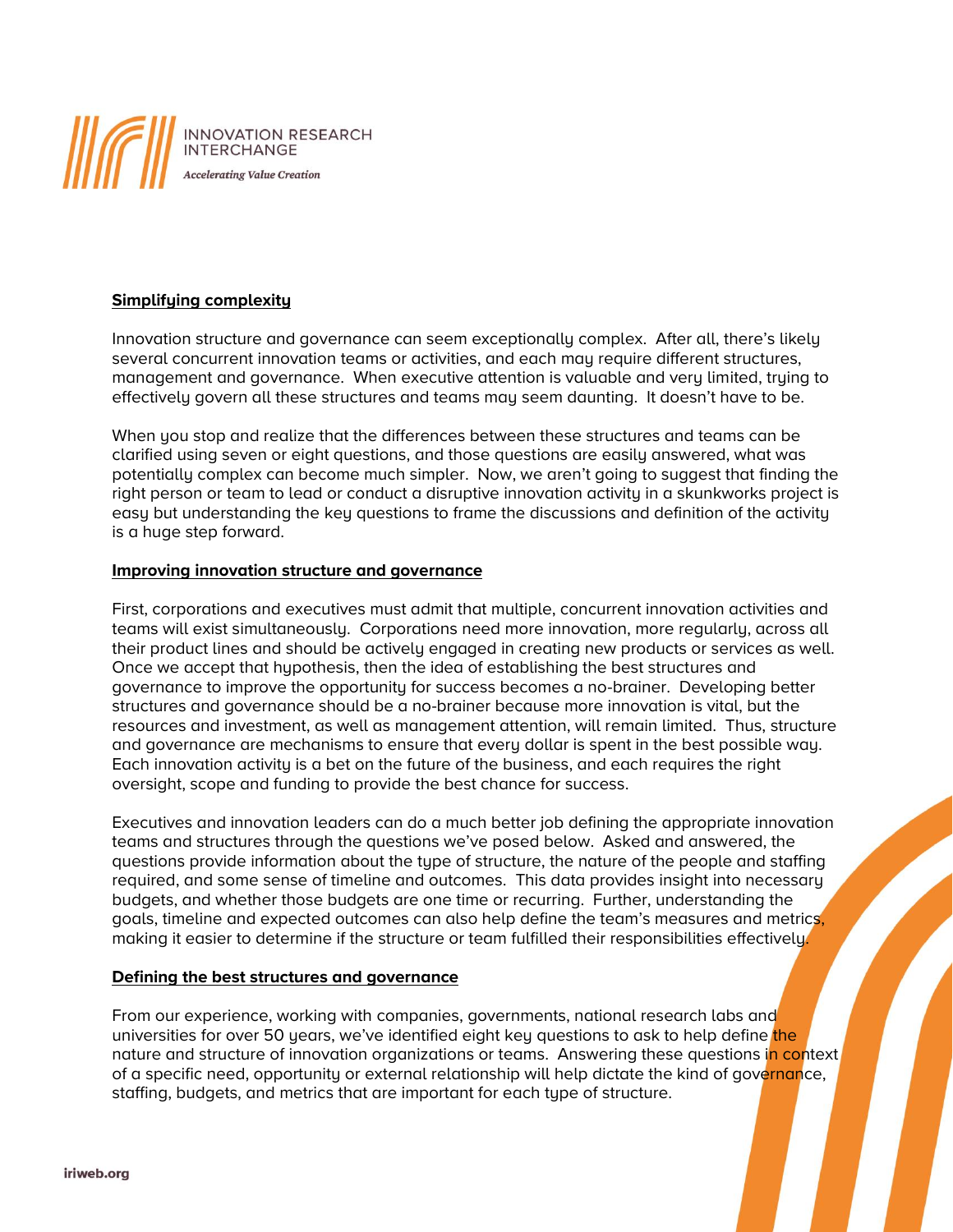## Simplifying complexity

Innovation structure and governance can seem exceptionally complex. After all, there's likely several concurrent innovation teams or activities, and each may require different structures, management and governance. When executive attention is valuable and very limited, trying to effectively govern all these structures and teams may seem daunting. It doesn't have to be.

When you stop and realize that the differences between these structures and teams can be clarified using seven or eight questions, and those questions are easily answered, what was potentially complex can become much simpler. Now, we aren't going to suggest that finding the right person or team to lead or conduct a disruptive innovation activity in a skunkworks project is easy but understanding the key questions to frame the discussions and definition of the activity is a huge step forward.

## Improving innovation structure and governance

First, corporations and executives must admit that multiple, concurrent innovation activities and teams will exist simultaneously. Corporations need more innovation, more regularly, across all their product lines and should be actively engaged in creating new products or services as well. Once we accept that hypothesis, then the idea of establishing the best structures and governance to improve the opportunity for success becomes a no-brainer. Developing better structures and governance should be a no-brainer because more innovation is vital, but the resources and investment, as well as management attention, will remain limited. Thus, structure and governance are mechanisms to ensure that every dollar is spent in the best possible way. Each innovation activity is a bet on the future of the business, and each requires the right oversight, scope and funding to provide the best chance for success.

Executives and innovation leaders can do a much better job defining the appropriate innovation teams and structures through the questions we've posed below. Asked and answered, the questions provide information about the type of structure, the nature of the people and staffing required, and some sense of timeline and outcomes. This data provides insight into necessary budgets, and whether those budgets are one time or recurring. Further, understanding the goals, timeline and expected outcomes can also help define the team's measures and metrics, making it easier to determine if the structure or team fulfilled their responsibilities effectively.

## Defining the best structures and governance

From our experience, working with companies, governments, national research labs and universities for over 50 years, we've identified eight key questions to ask to help define the nature and structure of innovation organizations or teams. Answering these questions in context of a specific need, opportunity or external relationship will help dictate the kind of governance, staffing, budgets, and metrics that are important for each type of structure.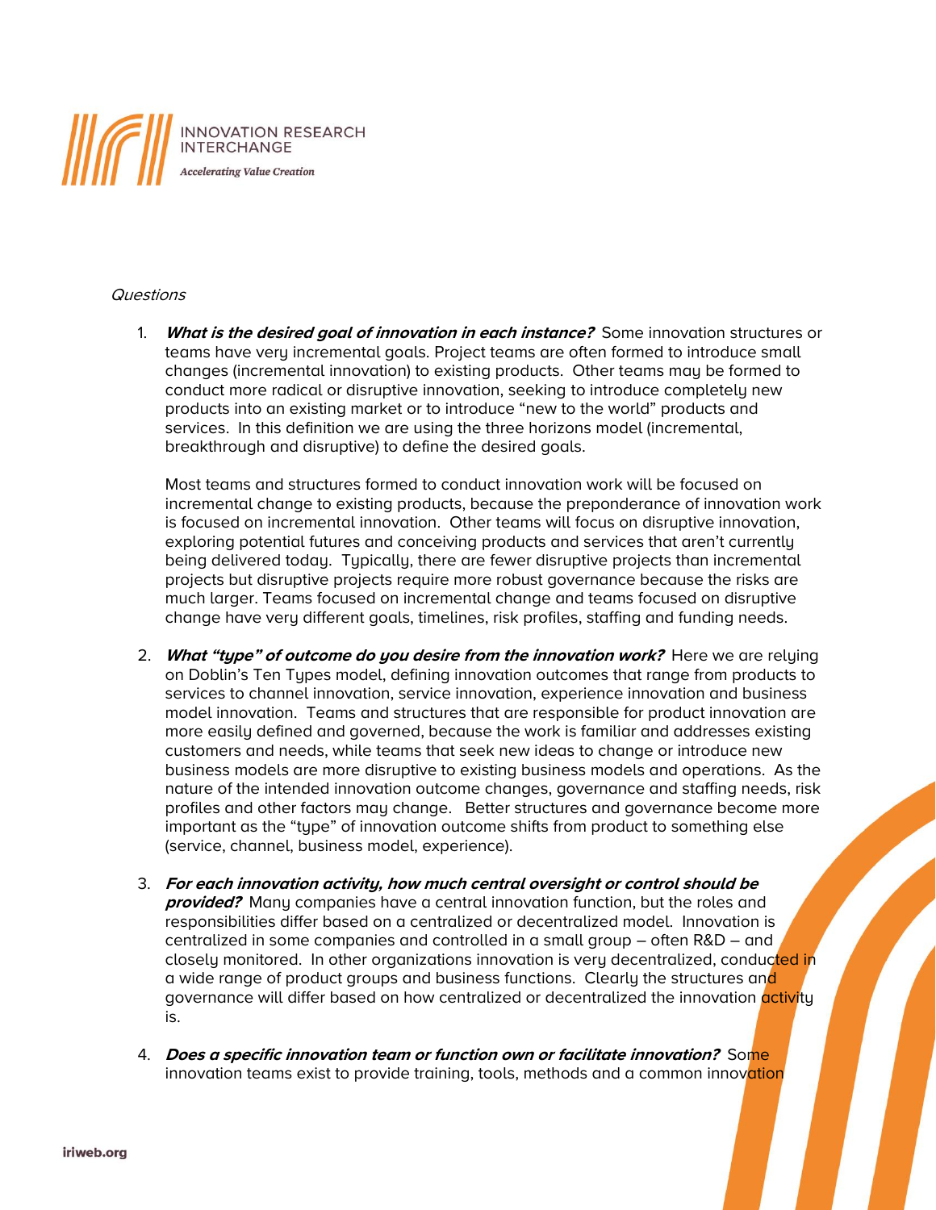*Questions*

1. ***What is the desired goal of innovation in each instance?*** Some innovation structures or teams have very incremental goals. Project teams are often formed to introduce small changes (incremental innovation) to existing products. Other teams may be formed to conduct more radical or disruptive innovation, seeking to introduce completely new products into an existing market or to introduce "new to the world" products and services. In this definition we are using the three horizons model (incremental, breakthrough and disruptive) to define the desired goals.

   Most teams and structures formed to conduct innovation work will be focused on incremental change to existing products, because the preponderance of innovation work is focused on incremental innovation. Other teams will focus on disruptive innovation, exploring potential futures and conceiving products and services that aren't currently being delivered today. Typically, there are fewer disruptive projects than incremental projects but disruptive projects require more robust governance because the risks are much larger. Teams focused on incremental change and teams focused on disruptive change have very different goals, timelines, risk profiles, staffing and funding needs.

2. ***What "type" of outcome do you desire from the innovation work?*** Here we are relying on Doblin's Ten Types model, defining innovation outcomes that range from products to services to channel innovation, service innovation, experience innovation and business model innovation. Teams and structures that are responsible for product innovation are more easily defined and governed, because the work is familiar and addresses existing customers and needs, while teams that seek new ideas to change or introduce new business models are more disruptive to existing business models and operations. As the nature of the intended innovation outcome changes, governance and staffing needs, risk profiles and other factors may change. Better structures and governance become more important as the "type" of innovation outcome shifts from product to something else (service, channel, business model, experience).

3. ***For each innovation activity, how much central oversight or control should be provided?*** Many companies have a central innovation function, but the roles and responsibilities differ based on a centralized or decentralized model. Innovation is centralized in some companies and controlled in a small group – often R&D – and closely monitored. In other organizations innovation is very decentralized, conducted in a wide range of product groups and business functions. Clearly the structures and governance will differ based on how centralized or decentralized the innovation activity is.

4. ***Does a specific innovation team or function own or facilitate innovation?*** Some innovation teams exist to provide training, tools, methods and a common innovation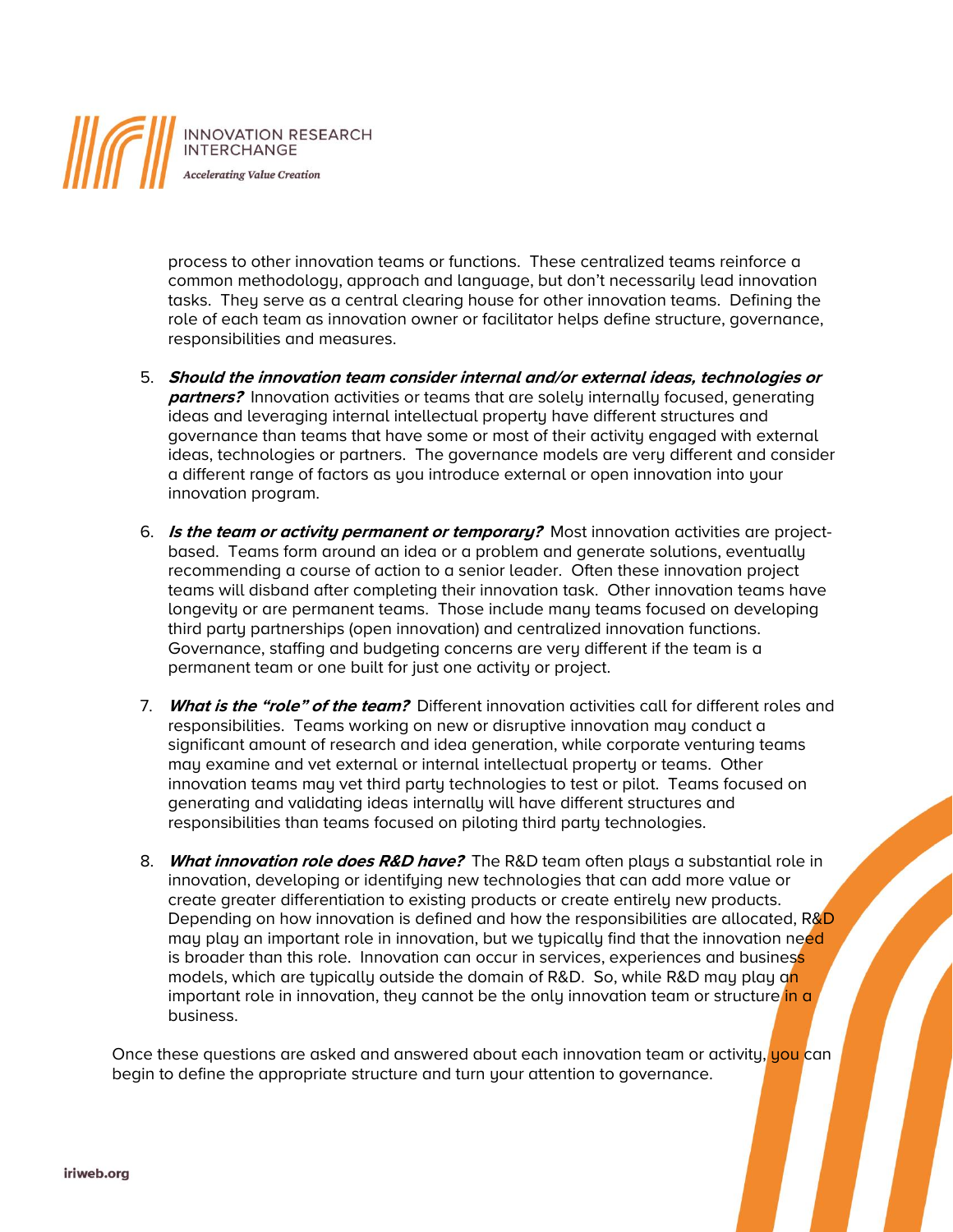process to other innovation teams or functions. These centralized teams reinforce a common methodology, approach and language, but don't necessarily lead innovation tasks. They serve as a central clearing house for other innovation teams. Defining the role of each team as innovation owner or facilitator helps define structure, governance, responsibilities and measures.

5. ***Should the innovation team consider internal and/or external ideas, technologies or partners?*** Innovation activities or teams that are solely internally focused, generating ideas and leveraging internal intellectual property have different structures and governance than teams that have some or most of their activity engaged with external ideas, technologies or partners. The governance models are very different and consider a different range of factors as you introduce external or open innovation into your innovation program.

6. ***Is the team or activity permanent or temporary?*** Most innovation activities are project-based. Teams form around an idea or a problem and generate solutions, eventually recommending a course of action to a senior leader. Often these innovation project teams will disband after completing their innovation task. Other innovation teams have longevity or are permanent teams. Those include many teams focused on developing third party partnerships (open innovation) and centralized innovation functions. Governance, staffing and budgeting concerns are very different if the team is a permanent team or one built for just one activity or project.

7. ***What is the "role" of the team?*** Different innovation activities call for different roles and responsibilities. Teams working on new or disruptive innovation may conduct a significant amount of research and idea generation, while corporate venturing teams may examine and vet external or internal intellectual property or teams. Other innovation teams may vet third party technologies to test or pilot. Teams focused on generating and validating ideas internally will have different structures and responsibilities than teams focused on piloting third party technologies.

8. ***What innovation role does R&D have?*** The R&D team often plays a substantial role in innovation, developing or identifying new technologies that can add more value or create greater differentiation to existing products or create entirely new products. Depending on how innovation is defined and how the responsibilities are allocated, R&D may play an important role in innovation, but we typically find that the innovation need is broader than this role. Innovation can occur in services, experiences and business models, which are typically outside the domain of R&D. So, while R&D may play an important role in innovation, they cannot be the only innovation team or structure in a business.

Once these questions are asked and answered about each innovation team or activity, you can begin to define the appropriate structure and turn your attention to governance.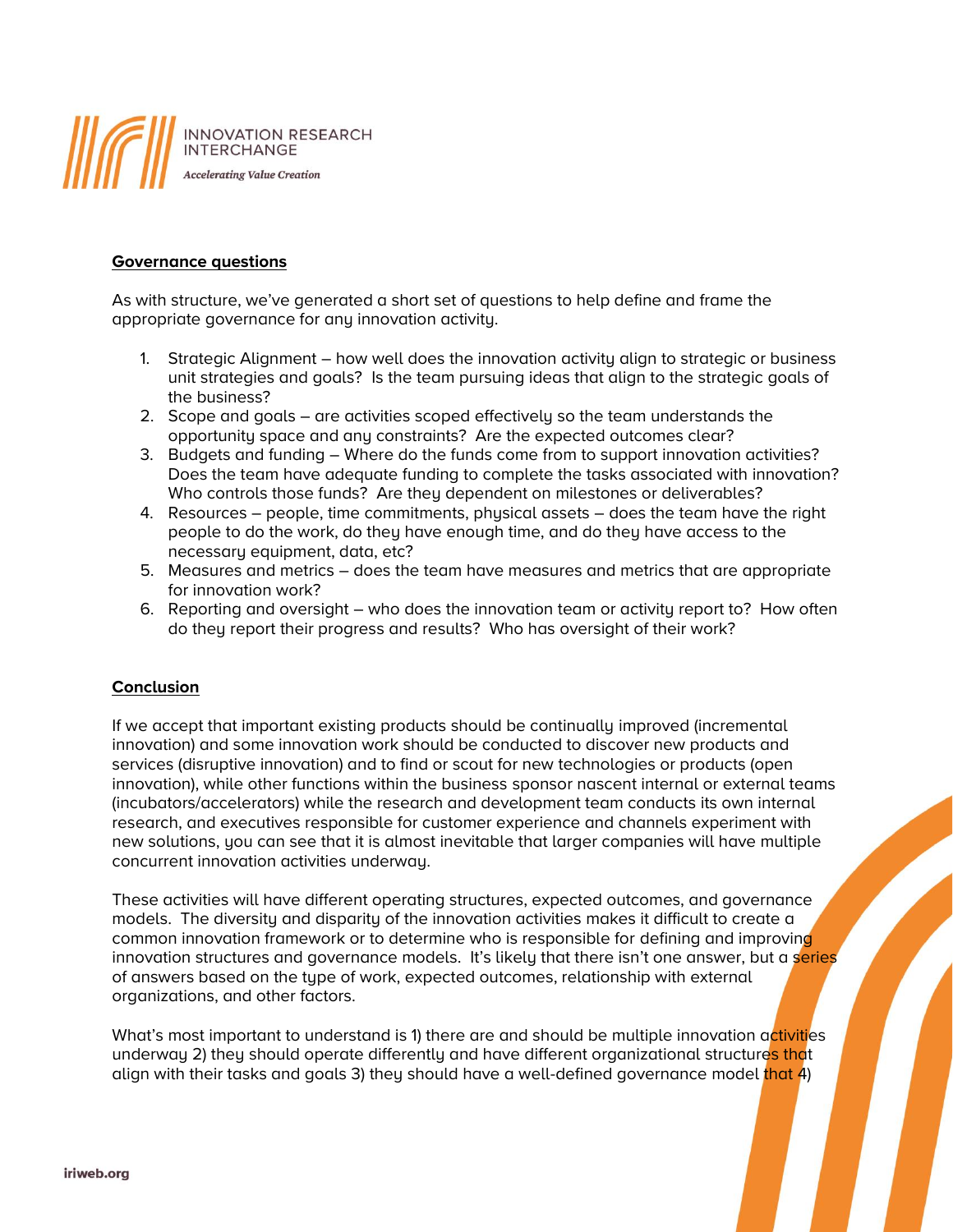**Governance questions**

As with structure, we've generated a short set of questions to help define and frame the appropriate governance for any innovation activity.

1. Strategic Alignment – how well does the innovation activity align to strategic or business unit strategies and goals? Is the team pursuing ideas that align to the strategic goals of the business?
2. Scope and goals – are activities scoped effectively so the team understands the opportunity space and any constraints? Are the expected outcomes clear?
3. Budgets and funding – Where do the funds come from to support innovation activities? Does the team have adequate funding to complete the tasks associated with innovation? Who controls those funds? Are they dependent on milestones or deliverables?
4. Resources – people, time commitments, physical assets – does the team have the right people to do the work, do they have enough time, and do they have access to the necessary equipment, data, etc?
5. Measures and metrics – does the team have measures and metrics that are appropriate for innovation work?
6. Reporting and oversight – who does the innovation team or activity report to? How often do they report their progress and results? Who has oversight of their work?

**Conclusion**

If we accept that important existing products should be continually improved (incremental innovation) and some innovation work should be conducted to discover new products and services (disruptive innovation) and to find or scout for new technologies or products (open innovation), while other functions within the business sponsor nascent internal or external teams (incubators/accelerators) while the research and development team conducts its own internal research, and executives responsible for customer experience and channels experiment with new solutions, you can see that it is almost inevitable that larger companies will have multiple concurrent innovation activities underway.

These activities will have different operating structures, expected outcomes, and governance models. The diversity and disparity of the innovation activities makes it difficult to create a common innovation framework or to determine who is responsible for defining and improving innovation structures and governance models. It's likely that there isn't one answer, but a series of answers based on the type of work, expected outcomes, relationship with external organizations, and other factors.

What's most important to understand is 1) there are and should be multiple innovation activities underway 2) they should operate differently and have different organizational structures that align with their tasks and goals 3) they should have a well-defined governance model that 4)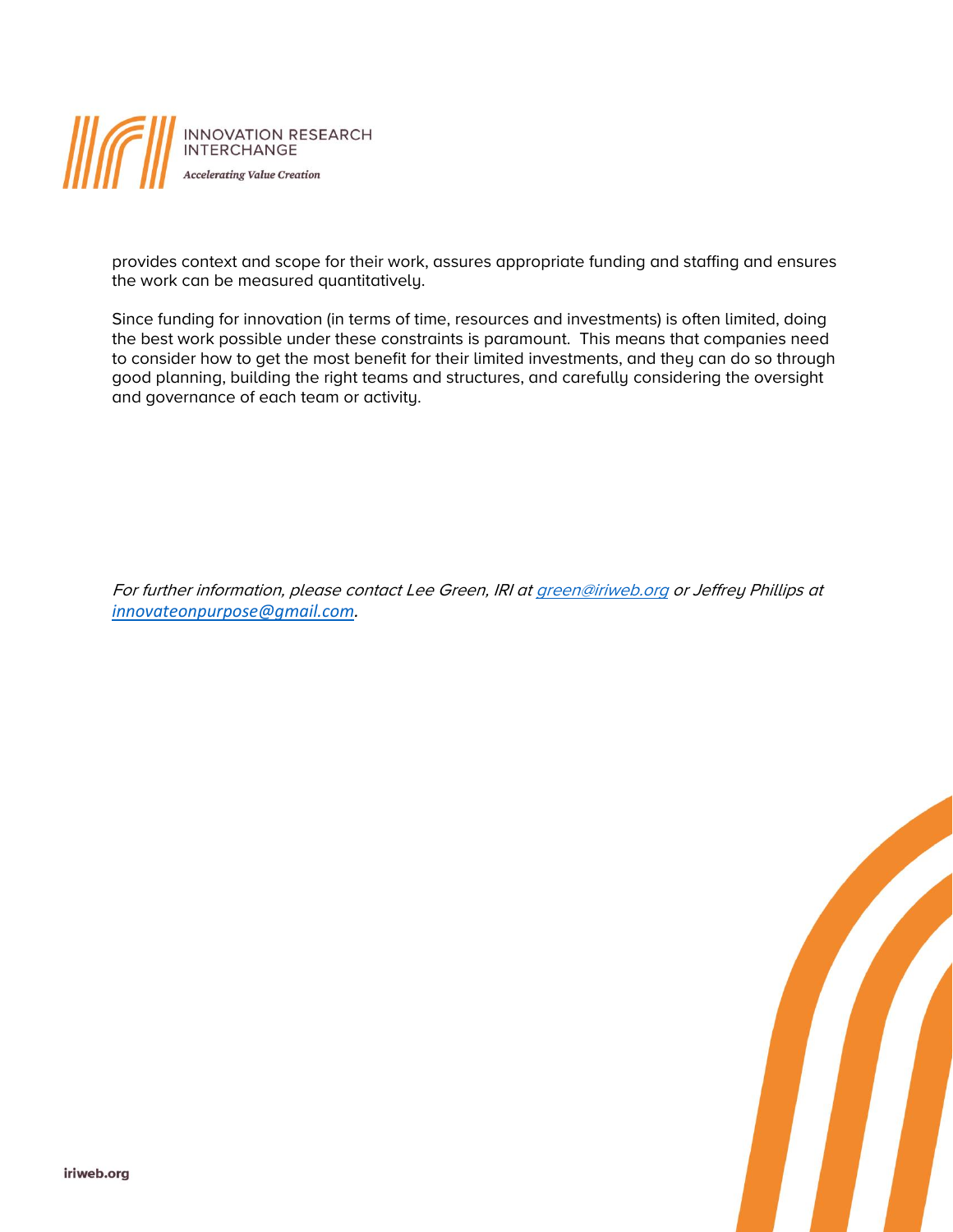provides context and scope for their work, assures appropriate funding and staffing and ensures the work can be measured quantitatively.

Since funding for innovation (in terms of time, resources and investments) is often limited, doing the best work possible under these constraints is paramount. This means that companies need to consider how to get the most benefit for their limited investments, and they can do so through good planning, building the right teams and structures, and carefully considering the oversight and governance of each team or activity.

*For further information, please contact Lee Green, IRI at green@iriweb.org or Jeffrey Phillips at innovateonpurpose@gmail.com.*